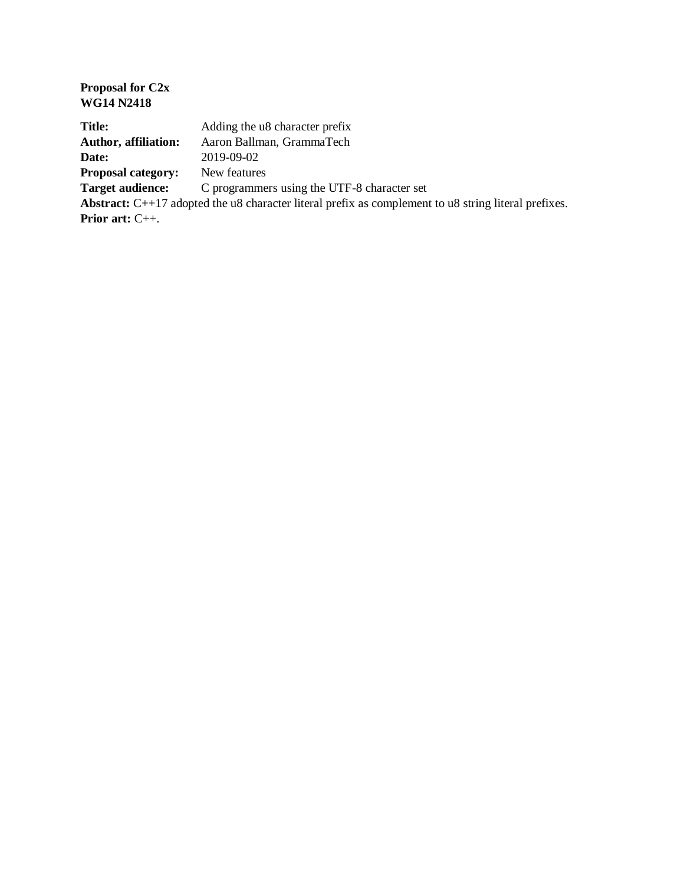**Proposal for C2x**
**WG14 N2418**

**Title:** Adding the u8 character prefix
**Author, affiliation:** Aaron Ballman, GrammaTech
**Date:** 2019-09-02
**Proposal category:** New features
**Target audience:** C programmers using the UTF-8 character set
**Abstract:** C++17 adopted the u8 character literal prefix as complement to u8 string literal prefixes.
**Prior art:** C++.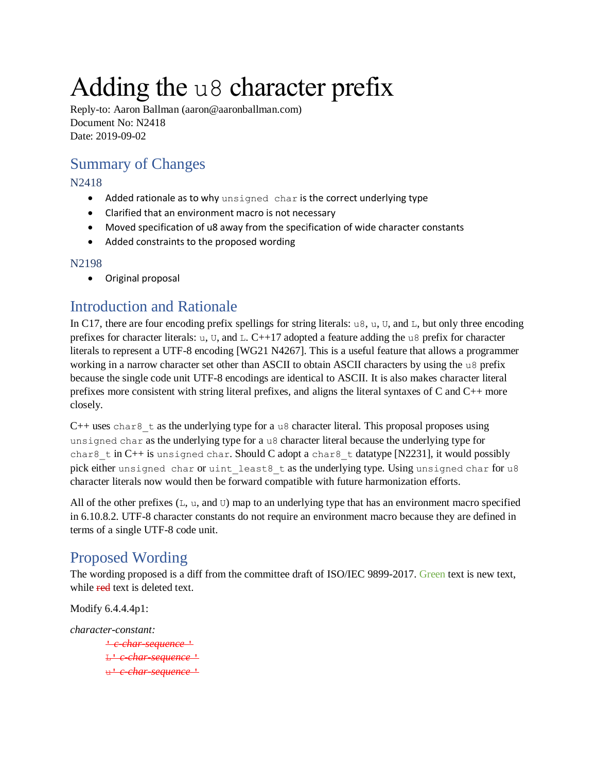# Adding the `u8` character prefix

Reply-to: Aaron Ballman (aaron@aaronballman.com)
Document No: N2418
Date: 2019-09-02

## Summary of Changes

### N2418

- Added rationale as to why `unsigned char` is the correct underlying type
- Clarified that an environment macro is not necessary
- Moved specification of u8 away from the specification of wide character constants
- Added constraints to the proposed wording

### N2198

- Original proposal

## Introduction and Rationale

In C17, there are four encoding prefix spellings for string literals: `u8`, `u`, `U`, and `L`, but only three encoding prefixes for character literals: `u`, `U`, and `L`. C++17 adopted a feature adding the `u8` prefix for character literals to represent a UTF-8 encoding [WG21 N4267]. This is a useful feature that allows a programmer working in a narrow character set other than ASCII to obtain ASCII characters by using the `u8` prefix because the single code unit UTF-8 encodings are identical to ASCII. It is also makes character literal prefixes more consistent with string literal prefixes, and aligns the literal syntaxes of C and C++ more closely.

C++ uses `char8_t` as the underlying type for a `u8` character literal. This proposal proposes using `unsigned char` as the underlying type for a `u8` character literal because the underlying type for `char8_t` in C++ is `unsigned char`. Should C adopt a `char8_t` datatype [N2231], it would possibly pick either `unsigned char` or `uint_least8_t` as the underlying type. Using `unsigned char` for `u8` character literals now would then be forward compatible with future harmonization efforts.

All of the other prefixes (`L`, `u`, and `U`) map to an underlying type that has an environment macro specified in 6.10.8.2. UTF-8 character constants do not require an environment macro because they are defined in terms of a single UTF-8 code unit.

## Proposed Wording

The wording proposed is a diff from the committee draft of ISO/IEC 9899-2017. Green text is new text, while ~~red~~ text is deleted text.

Modify 6.4.4.4p1:

*character-constant:*
~~' *c-char-sequence* '~~
~~L' *c-char-sequence* '~~
~~u' *c-char-sequence* '~~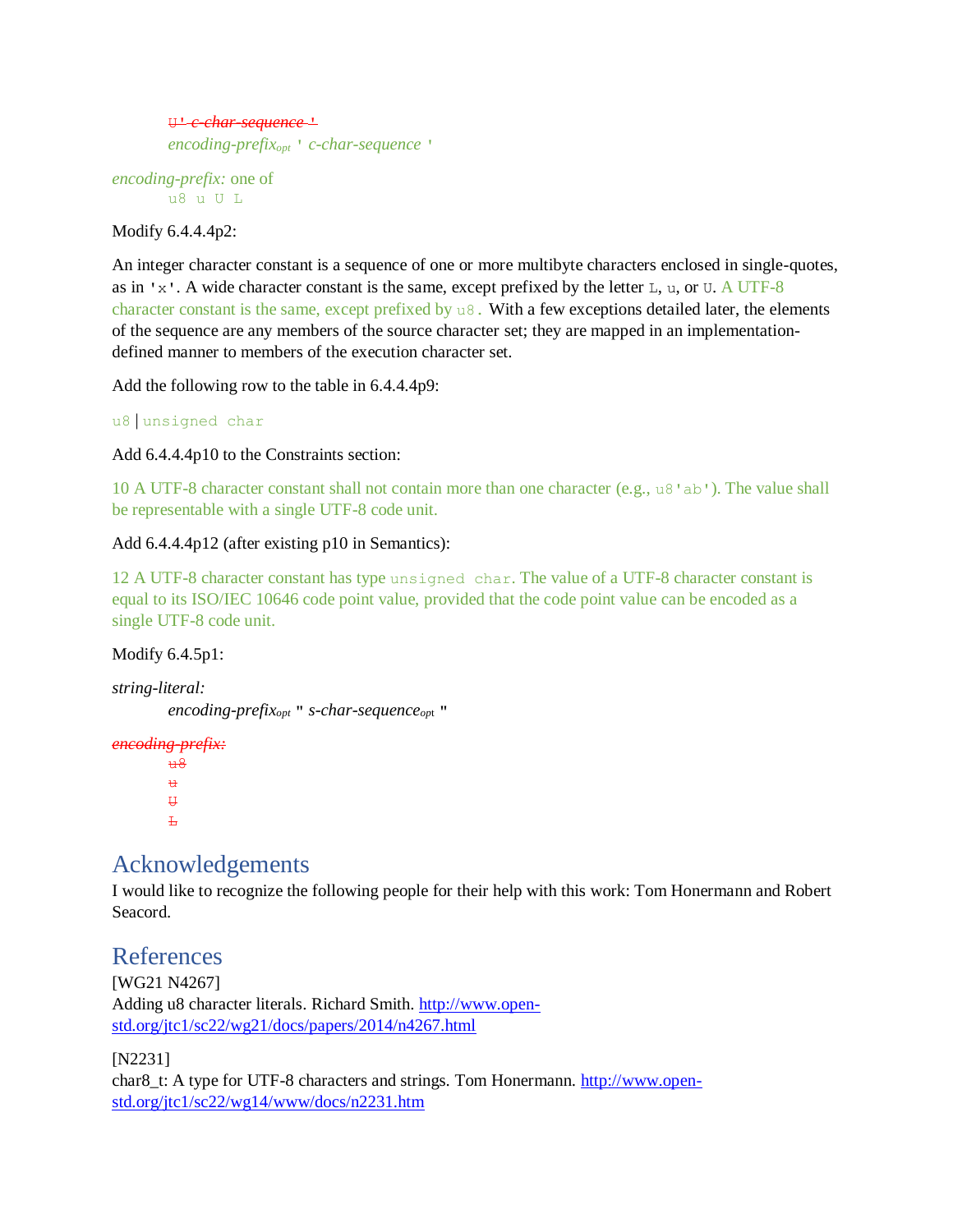~~U' *c-char-sequence* '~~
*encoding-prefix*$_{opt}$ ' *c-char-sequence* '

*encoding-prefix:* one of
u8 u U L

Modify 6.4.4.4p2:

An integer character constant is a sequence of one or more multibyte characters enclosed in single-quotes, as in `'x'`. A wide character constant is the same, except prefixed by the letter `L`, `u`, or `U`. A UTF-8 character constant is the same, except prefixed by `u8`. With a few exceptions detailed later, the elements of the sequence are any members of the source character set; they are mapped in an implementation-defined manner to members of the execution character set.

Add the following row to the table in 6.4.4.4p9:

| | |
|---|---|
| u8 | unsigned char |

Add 6.4.4.4p10 to the Constraints section:

10 A UTF-8 character constant shall not contain more than one character (e.g., `u8'ab'`). The value shall be representable with a single UTF-8 code unit.

Add 6.4.4.4p12 (after existing p10 in Semantics):

12 A UTF-8 character constant has type `unsigned char`. The value of a UTF-8 character constant is equal to its ISO/IEC 10646 code point value, provided that the code point value can be encoded as a single UTF-8 code unit.

Modify 6.4.5p1:

*string-literal:*
*encoding-prefix*$_{opt}$ " *s-char-sequence*$_{opt}$ "

~~*encoding-prefix:*~~
~~u8~~
~~u~~
~~U~~
~~L~~

## Acknowledgements

I would like to recognize the following people for their help with this work: Tom Honermann and Robert Seacord.

## References

[WG21 N4267]
Adding u8 character literals. Richard Smith. http://www.open-std.org/jtc1/sc22/wg21/docs/papers/2014/n4267.html

[N2231]
char8_t: A type for UTF-8 characters and strings. Tom Honermann. http://www.open-std.org/jtc1/sc22/wg14/www/docs/n2231.htm